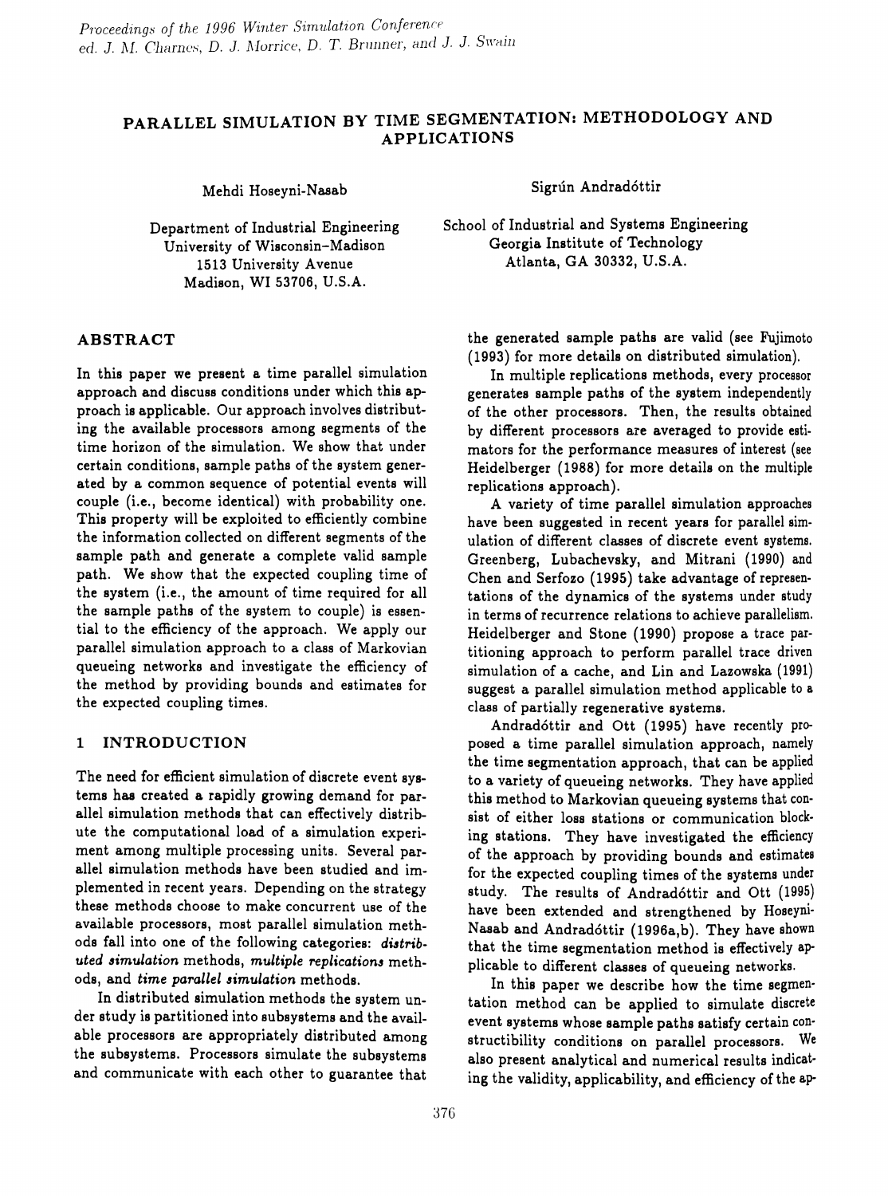# PARALLEL SIMULATION BY TIME SEGMENTATION: METHODOLOGY AND APPLICATIONS

Mehdi Hoseyni-Nasab

Department of Industrial Engineering
University of Wisconsin–Madison
1513 University Avenue
Madison, WI 53706, U.S.A.

Sigrún Andradóttir

School of Industrial and Systems Engineering
Georgia Institute of Technology
Atlanta, GA 30332, U.S.A.

## ABSTRACT

In this paper we present a time parallel simulation approach and discuss conditions under which this approach is applicable. Our approach involves distributing the available processors among segments of the time horizon of the simulation. We show that under certain conditions, sample paths of the system generated by a common sequence of potential events will couple (i.e., become identical) with probability one. This property will be exploited to efficiently combine the information collected on different segments of the sample path and generate a complete valid sample path. We show that the expected coupling time of the system (i.e., the amount of time required for all the sample paths of the system to couple) is essential to the efficiency of the approach. We apply our parallel simulation approach to a class of Markovian queueing networks and investigate the efficiency of the method by providing bounds and estimates for the expected coupling times.

## 1 INTRODUCTION

The need for efficient simulation of discrete event systems has created a rapidly growing demand for parallel simulation methods that can effectively distribute the computational load of a simulation experiment among multiple processing units. Several parallel simulation methods have been studied and implemented in recent years. Depending on the strategy these methods choose to make concurrent use of the available processors, most parallel simulation methods fall into one of the following categories: *distributed simulation* methods, *multiple replications* methods, and *time parallel simulation* methods.

In distributed simulation methods the system under study is partitioned into subsystems and the available processors are appropriately distributed among the subsystems. Processors simulate the subsystems and communicate with each other to guarantee that the generated sample paths are valid (see Fujimoto (1993) for more details on distributed simulation).

In multiple replications methods, every processor generates sample paths of the system independently of the other processors. Then, the results obtained by different processors are averaged to provide estimators for the performance measures of interest (see Heidelberger (1988) for more details on the multiple replications approach).

A variety of time parallel simulation approaches have been suggested in recent years for parallel simulation of different classes of discrete event systems. Greenberg, Lubachevsky, and Mitrani (1990) and Chen and Serfozo (1995) take advantage of representations of the dynamics of the systems under study in terms of recurrence relations to achieve parallelism. Heidelberger and Stone (1990) propose a trace partitioning approach to perform parallel trace driven simulation of a cache, and Lin and Lazowska (1991) suggest a parallel simulation method applicable to a class of partially regenerative systems.

Andradóttir and Ott (1995) have recently proposed a time parallel simulation approach, namely the time segmentation approach, that can be applied to a variety of queueing networks. They have applied this method to Markovian queueing systems that consist of either loss stations or communication blocking stations. They have investigated the efficiency of the approach by providing bounds and estimates for the expected coupling times of the systems under study. The results of Andradóttir and Ott (1995) have been extended and strengthened by Hoseyni-Nasab and Andradóttir (1996a,b). They have shown that the time segmentation method is effectively applicable to different classes of queueing networks.

In this paper we describe how the time segmentation method can be applied to simulate discrete event systems whose sample paths satisfy certain constructibility conditions on parallel processors. We also present analytical and numerical results indicating the validity, applicability, and efficiency of the ap-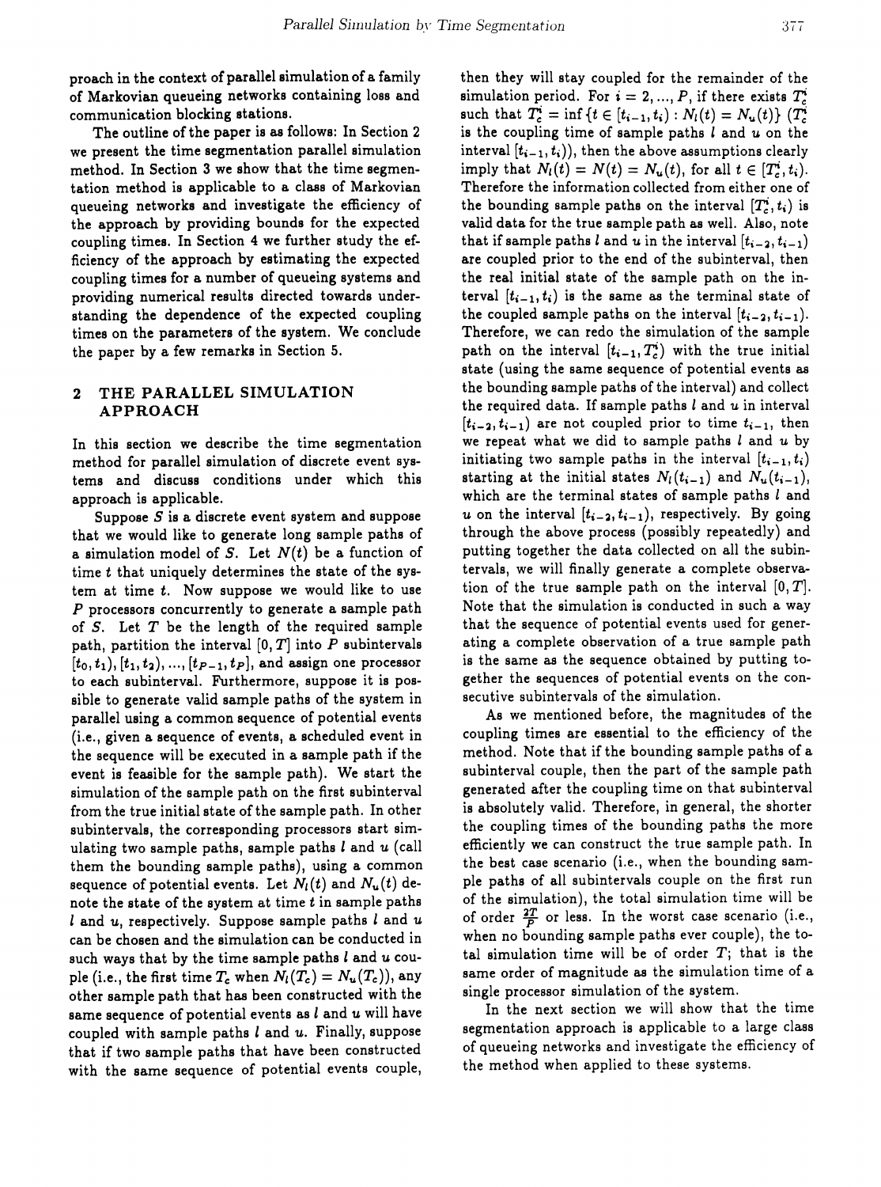proach in the context of parallel simulation of a family of Markovian queueing networks containing loss and communication blocking stations.

The outline of the paper is as follows: In Section 2 we present the time segmentation parallel simulation method. In Section 3 we show that the time segmentation method is applicable to a class of Markovian queueing networks and investigate the efficiency of the approach by providing bounds for the expected coupling times. In Section 4 we further study the efficiency of the approach by estimating the expected coupling times for a number of queueing systems and providing numerical results directed towards understanding the dependence of the expected coupling times on the parameters of the system. We conclude the paper by a few remarks in Section 5.

## 2 THE PARALLEL SIMULATION APPROACH

In this section we describe the time segmentation method for parallel simulation of discrete event systems and discuss conditions under which this approach is applicable.

Suppose $S$ is a discrete event system and suppose that we would like to generate long sample paths of a simulation model of $S$. Let $N(t)$ be a function of time $t$ that uniquely determines the state of the system at time $t$. Now suppose we would like to use $P$ processors concurrently to generate a sample path of $S$. Let $T$ be the length of the required sample path, partition the interval $[0, T]$ into $P$ subintervals $[t_0, t_1), [t_1, t_2), ..., [t_{P-1}, t_P]$, and assign one processor to each subinterval. Furthermore, suppose it is possible to generate valid sample paths of the system in parallel using a common sequence of potential events (i.e., given a sequence of events, a scheduled event in the sequence will be executed in a sample path if the event is feasible for the sample path). We start the simulation of the sample path on the first subinterval from the true initial state of the sample path. In other subintervals, the corresponding processors start simulating two sample paths, sample paths $l$ and $u$ (call them the bounding sample paths), using a common sequence of potential events. Let $N_l(t)$ and $N_u(t)$ denote the state of the system at time $t$ in sample paths $l$ and $u$, respectively. Suppose sample paths $l$ and $u$ can be chosen and the simulation can be conducted in such ways that by the time sample paths $l$ and $u$ couple (i.e., the first time $T_c$ when $N_l(T_c) = N_u(T_c)$), any other sample path that has been constructed with the same sequence of potential events as $l$ and $u$ will have coupled with sample paths $l$ and $u$. Finally, suppose that if two sample paths that have been constructed with the same sequence of potential events couple, then they will stay coupled for the remainder of the simulation period. For $i = 2, ..., P$, if there exists $T_c^i$ such that $T_c^i = \inf\{t \in [t_{i-1}, t_i) : N_l(t) = N_u(t)\}$ ($T_c^i$ is the coupling time of sample paths $l$ and $u$ on the interval $[t_{i-1}, t_i)$), then the above assumptions clearly imply that $N_l(t) = N(t) = N_u(t)$, for all $t \in [T_c^i, t_i)$. Therefore the information collected from either one of the bounding sample paths on the interval $[T_c^i, t_i)$ is valid data for the true sample path as well. Also, note that if sample paths $l$ and $u$ in the interval $[t_{i-2}, t_{i-1})$ are coupled prior to the end of the subinterval, then the real initial state of the sample path on the interval $[t_{i-1}, t_i)$ is the same as the terminal state of the coupled sample paths on the interval $[t_{i-2}, t_{i-1})$. Therefore, we can redo the simulation of the sample path on the interval $[t_{i-1}, T_c^i)$ with the true initial state (using the same sequence of potential events as the bounding sample paths of the interval) and collect the required data. If sample paths $l$ and $u$ in interval $[t_{i-2}, t_{i-1})$ are not coupled prior to time $t_{i-1}$, then we repeat what we did to sample paths $l$ and $u$ by initiating two sample paths in the interval $[t_{i-1}, t_i)$ starting at the initial states $N_l(t_{i-1})$ and $N_u(t_{i-1})$, which are the terminal states of sample paths $l$ and $u$ on the interval $[t_{i-2}, t_{i-1})$, respectively. By going through the above process (possibly repeatedly) and putting together the data collected on all the subintervals, we will finally generate a complete observation of the true sample path on the interval $[0, T]$. Note that the simulation is conducted in such a way that the sequence of potential events used for generating a complete observation of a true sample path is the same as the sequence obtained by putting together the sequences of potential events on the consecutive subintervals of the simulation.

As we mentioned before, the magnitudes of the coupling times are essential to the efficiency of the method. Note that if the bounding sample paths of a subinterval couple, then the part of the sample path generated after the coupling time on that subinterval is absolutely valid. Therefore, in general, the shorter the coupling times of the bounding paths the more efficiently we can construct the true sample path. In the best case scenario (i.e., when the bounding sample paths of all subintervals couple on the first run of the simulation), the total simulation time will be of order $\frac{2T}{P}$ or less. In the worst case scenario (i.e., when no bounding sample paths ever couple), the total simulation time will be of order $T$; that is the same order of magnitude as the simulation time of a single processor simulation of the system.

In the next section we will show that the time segmentation approach is applicable to a large class of queueing networks and investigate the efficiency of the method when applied to these systems.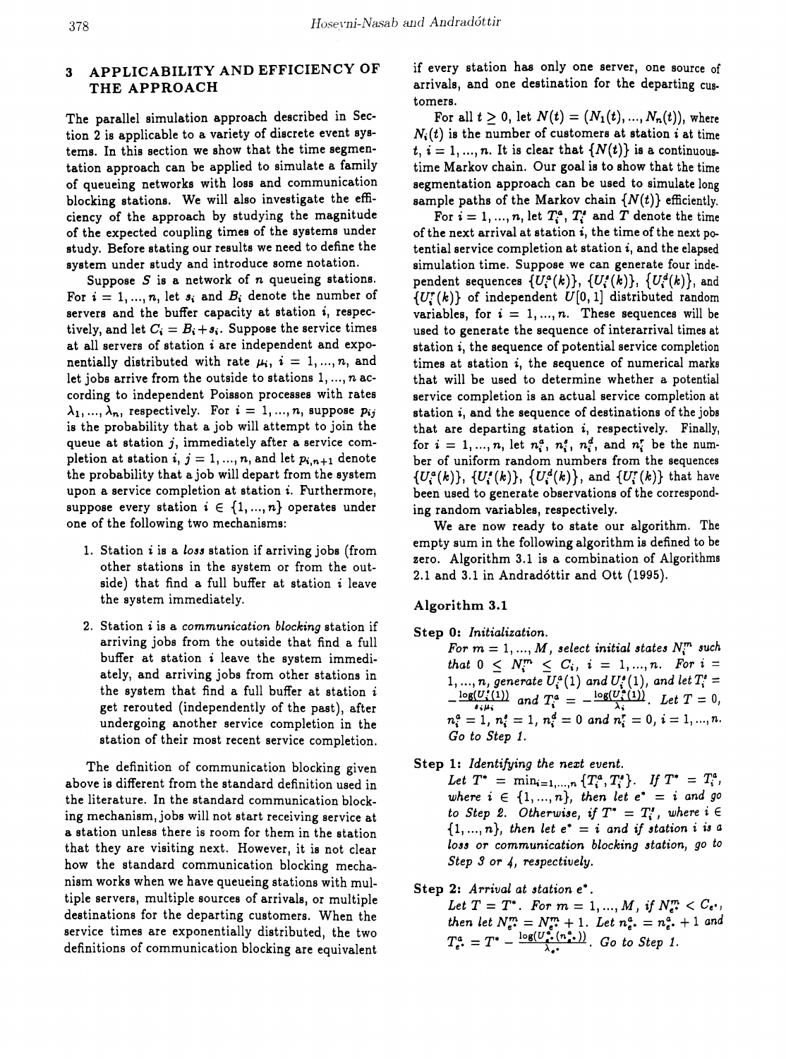## 3 APPLICABILITY AND EFFICIENCY OF THE APPROACH

The parallel simulation approach described in Section 2 is applicable to a variety of discrete event systems. In this section we show that the time segmentation approach can be applied to simulate a family of queueing networks with loss and communication blocking stations. We will also investigate the efficiency of the approach by studying the magnitude of the expected coupling times of the systems under study. Before stating our results we need to define the system under study and introduce some notation.

Suppose $S$ is a network of $n$ queueing stations. For $i = 1, ..., n$, let $s_i$ and $B_i$ denote the number of servers and the buffer capacity at station $i$, respectively, and let $C_i = B_i + s_i$. Suppose the service times at all servers of station $i$ are independent and exponentially distributed with rate $\mu_i$, $i = 1, ..., n$, and let jobs arrive from the outside to stations $1, ..., n$ according to independent Poisson processes with rates $\lambda_1, ..., \lambda_n$, respectively. For $i = 1, ..., n$, suppose $p_{ij}$ is the probability that a job will attempt to join the queue at station $j$, immediately after a service completion at station $i$, $j = 1, ..., n$, and let $p_{i,n+1}$ denote the probability that a job will depart from the system upon a service completion at station $i$. Furthermore, suppose every station $i \in \{1, ..., n\}$ operates under one of the following two mechanisms:

1. Station $i$ is a *loss* station if arriving jobs (from other stations in the system or from the outside) that find a full buffer at station $i$ leave the system immediately.
2. Station $i$ is a *communication blocking* station if arriving jobs from the outside that find a full buffer at station $i$ leave the system immediately, and arriving jobs from other stations in the system that find a full buffer at station $i$ get rerouted (independently of the past), after undergoing another service completion in the station of their most recent service completion.

The definition of communication blocking given above is different from the standard definition used in the literature. In the standard communication blocking mechanism, jobs will not start receiving service at a station unless there is room for them in the station that they are visiting next. However, it is not clear how the standard communication blocking mechanism works when we have queueing stations with multiple servers, multiple sources of arrivals, or multiple destinations for the departing customers. When the service times are exponentially distributed, the two definitions of communication blocking are equivalent if every station has only one server, one source of arrivals, and one destination for the departing customers.

For all $t \geq 0$, let $N(t) = (N_1(t), ..., N_n(t))$, where $N_i(t)$ is the number of customers at station $i$ at time $t$, $i = 1, ..., n$. It is clear that $\{N(t)\}$ is a continuous-time Markov chain. Our goal is to show that the time segmentation approach can be used to simulate long sample paths of the Markov chain $\{N(t)\}$ efficiently.

For $i = 1, ..., n$, let $T_i^a$, $T_i^s$ and $T$ denote the time of the next arrival at station $i$, the time of the next potential service completion at station $i$, and the elapsed simulation time. Suppose we can generate four independent sequences $\{U_i^a(k)\}$, $\{U_i^s(k)\}$, $\{U_i^d(k)\}$, and $\{U_i^r(k)\}$ of independent $U[0,1]$ distributed random variables, for $i = 1, ..., n$. These sequences will be used to generate the sequence of interarrival times at station $i$, the sequence of potential service completion times at station $i$, the sequence of numerical marks that will be used to determine whether a potential service completion is an actual service completion at station $i$, and the sequence of destinations of the jobs that are departing station $i$, respectively. Finally, for $i = 1, ..., n$, let $n_i^a$, $n_i^s$, $n_i^d$, and $n_i^r$ be the number of uniform random numbers from the sequences $\{U_i^a(k)\}$, $\{U_i^s(k)\}$, $\{U_i^d(k)\}$, and $\{U_i^r(k)\}$ that have been used to generate observations of the corresponding random variables, respectively.

We are now ready to state our algorithm. The empty sum in the following algorithm is defined to be zero. Algorithm 3.1 is a combination of Algorithms 2.1 and 3.1 in Andradóttir and Ott (1995).

### Algorithm 3.1

**Step 0:** *Initialization.*
*For $m = 1, ..., M$, select initial states $N_i^m$ such that $0 \leq N_i^m \leq C_i$, $i = 1, ..., n$. For $i = 1, ..., n$, generate $U_i^s(1)$ and $U_i^a(1)$, and let $T_i^s = -\frac{\log(U_i^s(1))}{s_i \mu_i}$ and $T_i^a = -\frac{\log(U_i^a(1))}{\lambda_i}$. Let $T = 0$, $n_i^a = 1$, $n_i^s = 1$, $n_i^d = 0$ and $n_i^r = 0$, $i = 1, ..., n$. Go to Step 1.*

**Step 1:** *Identifying the next event.*
*Let $T^* = \min_{i=1,...,n}\{T_i^a, T_i^s\}$. If $T^* = T_i^a$, where $i \in \{1, ..., n\}$, then let $e^* = i$ and go to Step 2. Otherwise, if $T^* = T_i^s$, where $i \in \{1, ..., n\}$, then let $e^* = i$ and if station $i$ is a loss or communication blocking station, go to Step 3 or 4, respectively.*

**Step 2:** *Arrival at station $e^*$.*
*Let $T = T^*$. For $m = 1, ..., M$, if $N_{e^*}^m < C_{e^*}$, then let $N_{e^*}^m = N_{e^*}^m + 1$. Let $n_{e^*}^a = n_{e^*}^a + 1$ and $T_{e^*}^a = T^* - \frac{\log(U_{e^*}^a(n_{e^*}^a))}{\lambda_{e^*}}$. Go to Step 1.*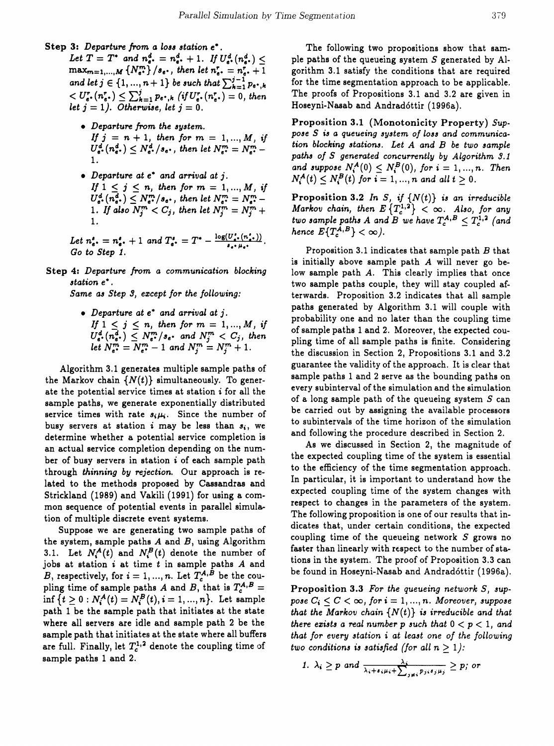**Step 3:** *Departure from a loss station $e^*$.*
Let $T = T^*$ and $n^d_{e^*} = n^d_{e^*} + 1$. If $U^d_{e^*}(n^d_{e^*}) \leq \max_{m=1,...,M}\{N^m_{e^*}\}/s_{e^*}$, then let $n^r_{e^*} = n^r_{e^*} + 1$ and let $j \in \{1, ..., n+1\}$ be such that $\sum_{k=1}^{j-1} p_{e^*,k} < U^r_{e^*}(n^r_{e^*}) \leq \sum_{k=1}^{j} p_{e^*,k}$ (if $U^r_{e^*}(n^r_{e^*}) = 0$, then let $j = 1$). Otherwise, let $j = 0$.

- **Departure from the system.**
  If $j = n+1$, then for $m = 1, ..., M$, if $U^d_{e^*}(n^d_{e^*}) \leq N^d_{e^*}/s_{e^*}$, then let $N^m_{e^*} = N^m_{e^*} - 1$.
- **Departure at $e^*$ and arrival at $j$.**
  If $1 \leq j \leq n$, then for $m = 1, ..., M$, if $U^d_{e^*}(n^d_{e^*}) \leq N^m_{e^*}/s_{e^*}$, then let $N^m_{e^*} = N^m_{e^*} - 1$. If also $N^m_j < C_j$, then let $N^m_j = N^m_j + 1$.

Let $n^s_{e^*} = n^s_{e^*} + 1$ and $T^s_{e^*} = T^* - \frac{\log(U^s_{e^*}(n^s_{e^*}))}{s_{e^*}\mu_{e^*}}$. Go to Step 1.

**Step 4:** *Departure from a communication blocking station $e^*$.*
*Same as Step 3, except for the following:*

- **Departure at $e^*$ and arrival at $j$.**
  If $1 \leq j \leq n$, then for $m = 1, ..., M$, if $U^d_{e^*}(n^d_{e^*}) \leq N^m_{e^*}/s_{e^*}$ and $N^m_j < C_j$, then let $N^m_{e^*} = N^m_{e^*} - 1$ and $N^m_j = N^m_j + 1$.

Algorithm 3.1 generates multiple sample paths of the Markov chain $\{N(t)\}$ simultaneously. To generate the potential service times at station $i$ for all the sample paths, we generate exponentially distributed service times with rate $s_i\mu_i$. Since the number of busy servers at station $i$ may be less than $s_i$, we determine whether a potential service completion is an actual service completion depending on the number of busy servers in station $i$ of each sample path through *thinning by rejection*. Our approach is related to the methods proposed by Cassandras and Strickland (1989) and Vakili (1991) for using a common sequence of potential events in parallel simulation of multiple discrete event systems.

Suppose we are generating two sample paths of the system, sample paths $A$ and $B$, using Algorithm 3.1. Let $N^A_i(t)$ and $N^B_i(t)$ denote the number of jobs at station $i$ at time $t$ in sample paths $A$ and $B$, respectively, for $i = 1, ..., n$. Let $T^{A,B}_c$ be the coupling time of sample paths $A$ and $B$, that is $T^{A,B}_c = \inf\{t \geq 0 : N^A_i(t) = N^B_i(t), i = 1, ..., n\}$. Let sample path 1 be the sample path that initiates at the state where all servers are idle and sample path 2 be the sample path that initiates at the state where all buffers are full. Finally, let $T^{1,2}_c$ denote the coupling time of sample paths 1 and 2.

The following two propositions show that sample paths of the queueing system $S$ generated by Algorithm 3.1 satisfy the conditions that are required for the time segmentation approach to be applicable. The proofs of Propositions 3.1 and 3.2 are given in Hoseyni-Nasab and Andradóttir (1996a).

**Proposition 3.1 (Monotonicity Property)** *Suppose $S$ is a queueing system of loss and communication blocking stations. Let $A$ and $B$ be two sample paths of $S$ generated concurrently by Algorithm 3.1 and suppose $N^A_i(0) \leq N^B_i(0)$, for $i = 1, ..., n$. Then $N^A_i(t) \leq N^B_i(t)$ for $i = 1, ..., n$ and all $t \geq 0$.*

**Proposition 3.2** *In $S$, if $\{N(t)\}$ is an irreducible Markov chain, then $E\{T^{1,2}_c\} < \infty$. Also, for any two sample paths $A$ and $B$ we have $T^{A,B}_c \leq T^{1,2}_c$ (and hence $E\{T^{A,B}_c\} < \infty$).*

Proposition 3.1 indicates that sample path $B$ that is initially above sample path $A$ will never go below sample path $A$. This clearly implies that once two sample paths couple, they will stay coupled afterwards. Proposition 3.2 indicates that all sample paths generated by Algorithm 3.1 will couple with probability one and no later than the coupling time of sample paths 1 and 2. Moreover, the expected coupling time of all sample paths is finite. Considering the discussion in Section 2, Propositions 3.1 and 3.2 guarantee the validity of the approach. It is clear that sample paths 1 and 2 serve as the bounding paths on every subinterval of the simulation and the simulation of a long sample path of the queueing system $S$ can be carried out by assigning the available processors to subintervals of the time horizon of the simulation and following the procedure described in Section 2.

As we discussed in Section 2, the magnitude of the expected coupling time of the system is essential to the efficiency of the time segmentation approach. In particular, it is important to understand how the expected coupling time of the system changes with respect to changes in the parameters of the system. The following proposition is one of our results that indicates that, under certain conditions, the expected coupling time of the queueing network $S$ grows no faster than linearly with respect to the number of stations in the system. The proof of Proposition 3.3 can be found in Hoseyni-Nasab and Andradóttir (1996a).

**Proposition 3.3** *For the queueing network $S$, suppose $C_i \leq C < \infty$, for $i = 1, ..., n$. Moreover, suppose that the Markov chain $\{N(t)\}$ is irreducible and that there exists a real number $p$ such that $0 < p < 1$, and that for every station $i$ at least one of the following two conditions is satisfied (for all $n \geq 1$):*

1. $\lambda_i \geq p$ and $\frac{\lambda_i}{\lambda_i + s_i\mu_i + \sum_{j \neq i} p_{ji}s_j\mu_j} \geq p$; or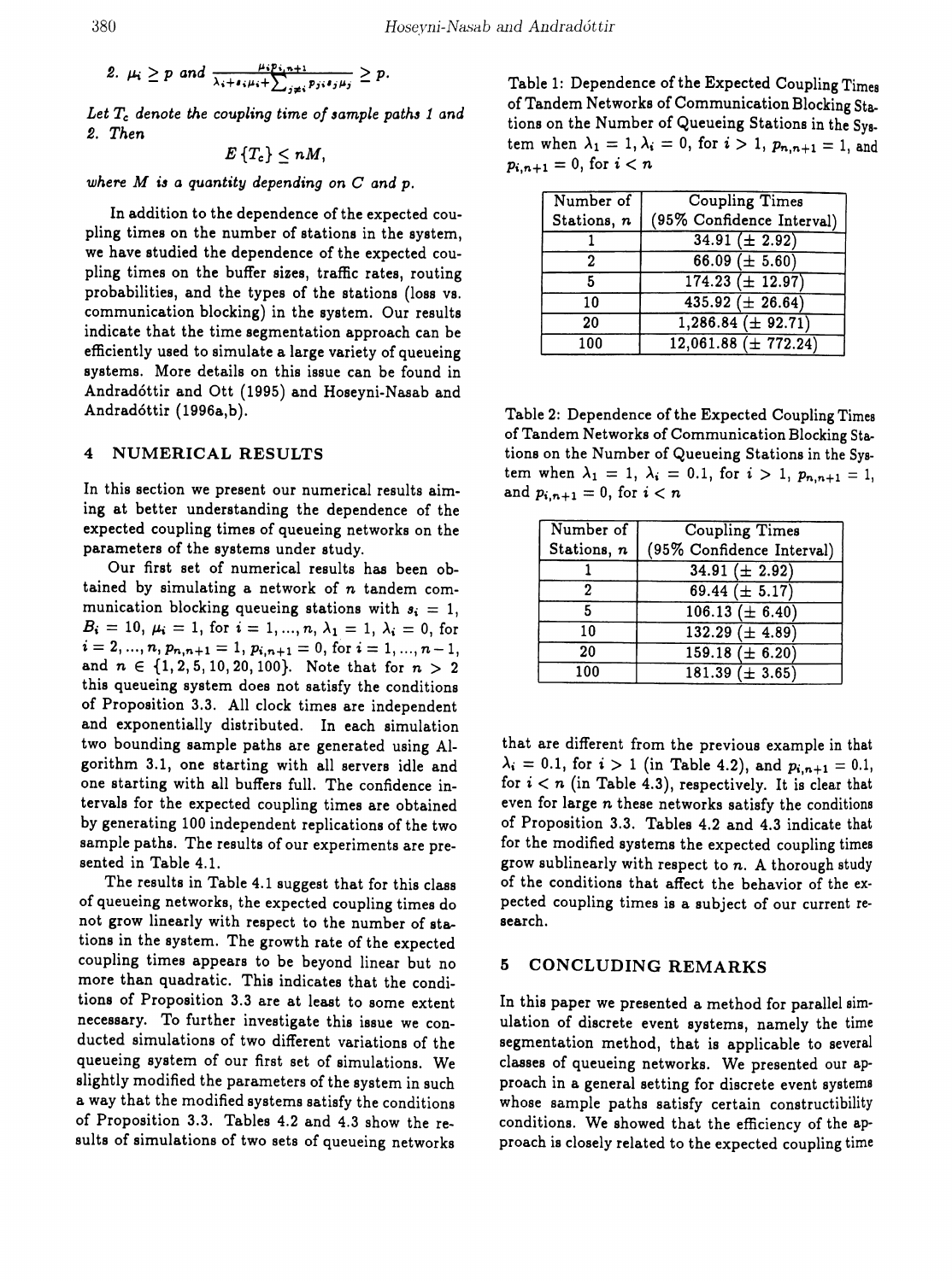2. $\mu_i \geq p$ and $\frac{\mu_i p_{i,n+1}}{\lambda_i + s_i \mu_i + \sum_{j \neq i} p_{ji} s_j \mu_j} \geq p$.

*Let $T_c$ denote the coupling time of sample paths 1 and 2. Then*

$$E\{T_c\} \leq nM,$$

*where $M$ is a quantity depending on $C$ and $p$.*

In addition to the dependence of the expected coupling times on the number of stations in the system, we have studied the dependence of the expected coupling times on the buffer sizes, traffic rates, routing probabilities, and the types of the stations (loss vs. communication blocking) in the system. Our results indicate that the time segmentation approach can be efficiently used to simulate a large variety of queueing systems. More details on this issue can be found in Andradóttir and Ott (1995) and Hoseyni-Nasab and Andradóttir (1996a,b).

## 4 NUMERICAL RESULTS

In this section we present our numerical results aiming at better understanding the dependence of the expected coupling times of queueing networks on the parameters of the systems under study.

Our first set of numerical results has been obtained by simulating a network of $n$ tandem communication blocking queueing stations with $s_i = 1$, $B_i = 10$, $\mu_i = 1$, for $i = 1, ..., n$, $\lambda_1 = 1$, $\lambda_i = 0$, for $i = 2, ..., n$, $p_{n,n+1} = 1$, $p_{i,n+1} = 0$, for $i = 1, ..., n-1$, and $n \in \{1, 2, 5, 10, 20, 100\}$. Note that for $n > 2$ this queueing system does not satisfy the conditions of Proposition 3.3. All clock times are independent and exponentially distributed. In each simulation two bounding sample paths are generated using Algorithm 3.1, one starting with all servers idle and one starting with all buffers full. The confidence intervals for the expected coupling times are obtained by generating 100 independent replications of the two sample paths. The results of our experiments are presented in Table 4.1.

Table 1: Dependence of the Expected Coupling Times of Tandem Networks of Communication Blocking Stations on the Number of Queueing Stations in the System when $\lambda_1 = 1$, $\lambda_i = 0$, for $i > 1$, $p_{n,n+1} = 1$, and $p_{i,n+1} = 0$, for $i < n$

| Number of Stations, $n$ | Coupling Times (95% Confidence Interval) |
|---|---|
| 1 | 34.91 ($\pm$ 2.92) |
| 2 | 66.09 ($\pm$ 5.60) |
| 5 | 174.23 ($\pm$ 12.97) |
| 10 | 435.92 ($\pm$ 26.64) |
| 20 | 1,286.84 ($\pm$ 92.71) |
| 100 | 12,061.88 ($\pm$ 772.24) |

Table 2: Dependence of the Expected Coupling Times of Tandem Networks of Communication Blocking Stations on the Number of Queueing Stations in the System when $\lambda_1 = 1$, $\lambda_i = 0.1$, for $i > 1$, $p_{n,n+1} = 1$, and $p_{i,n+1} = 0$, for $i < n$

| Number of Stations, $n$ | Coupling Times (95% Confidence Interval) |
|---|---|
| 1 | 34.91 ($\pm$ 2.92) |
| 2 | 69.44 ($\pm$ 5.17) |
| 5 | 106.13 ($\pm$ 6.40) |
| 10 | 132.29 ($\pm$ 4.89) |
| 20 | 159.18 ($\pm$ 6.20) |
| 100 | 181.39 ($\pm$ 3.65) |

The results in Table 4.1 suggest that for this class of queueing networks, the expected coupling times do not grow linearly with respect to the number of stations in the system. The growth rate of the expected coupling times appears to be beyond linear but no more than quadratic. This indicates that the conditions of Proposition 3.3 are at least to some extent necessary. To further investigate this issue we conducted simulations of two different variations of the queueing system of our first set of simulations. We slightly modified the parameters of the system in such a way that the modified systems satisfy the conditions of Proposition 3.3. Tables 4.2 and 4.3 show the results of simulations of two sets of queueing networks that are different from the previous example in that $\lambda_i = 0.1$, for $i > 1$ (in Table 4.2), and $p_{i,n+1} = 0.1$, for $i < n$ (in Table 4.3), respectively. It is clear that even for large $n$ these networks satisfy the conditions of Proposition 3.3. Tables 4.2 and 4.3 indicate that for the modified systems the expected coupling times grow sublinearly with respect to $n$. A thorough study of the conditions that affect the behavior of the expected coupling times is a subject of our current research.

## 5 CONCLUDING REMARKS

In this paper we presented a method for parallel simulation of discrete event systems, namely the time segmentation method, that is applicable to several classes of queueing networks. We presented our approach in a general setting for discrete event systems whose sample paths satisfy certain constructibility conditions. We showed that the efficiency of the approach is closely related to the expected coupling time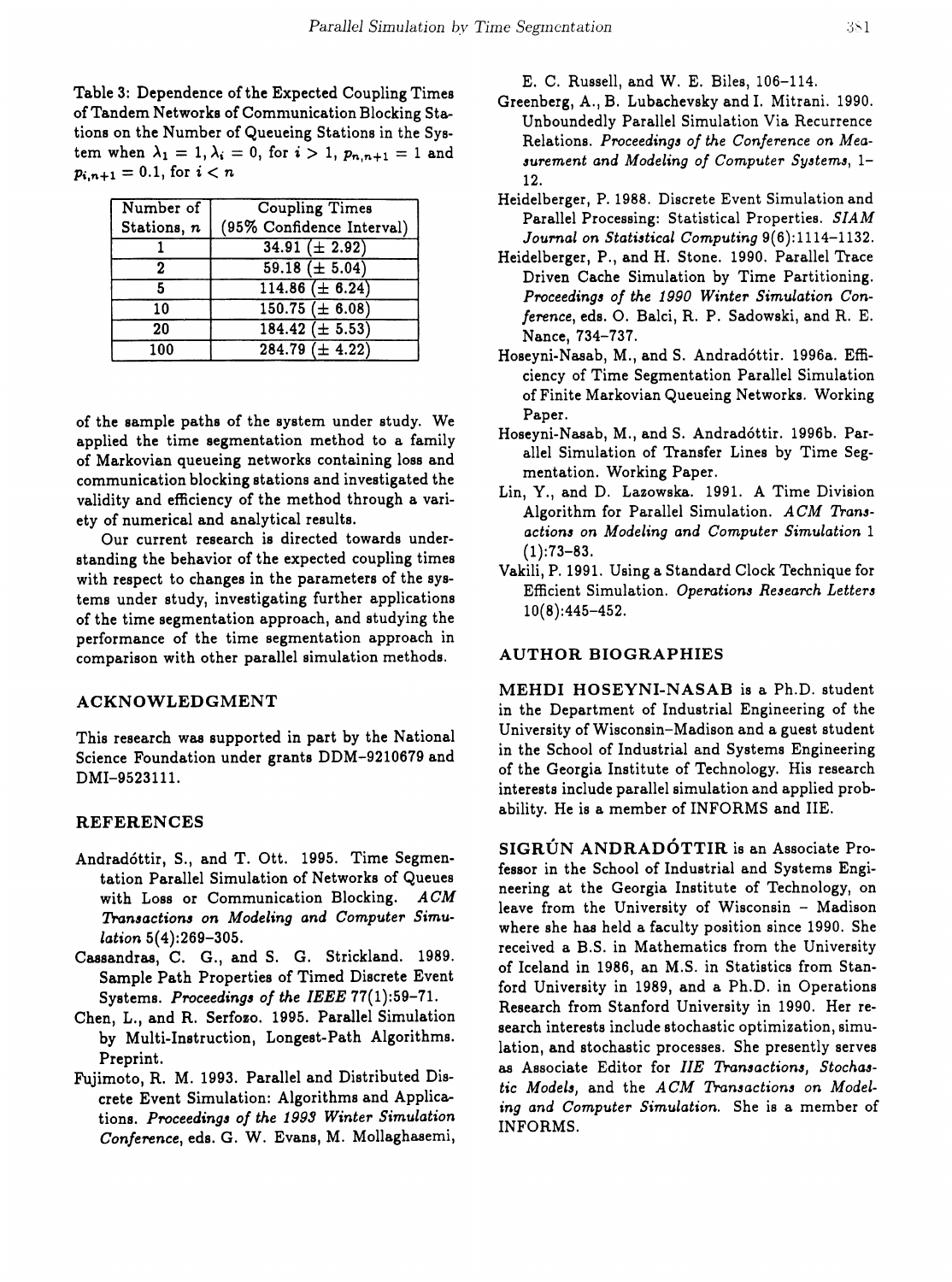Table 3: Dependence of the Expected Coupling Times of Tandem Networks of Communication Blocking Stations on the Number of Queueing Stations in the System when $\lambda_1 = 1, \lambda_i = 0$, for $i > 1$, $p_{n,n+1} = 1$ and $p_{i,n+1} = 0.1$, for $i < n$

| Number of Stations, $n$ | Coupling Times (95% Confidence Interval) |
|---|---|
| 1 | 34.91 (± 2.92) |
| 2 | 59.18 (± 5.04) |
| 5 | 114.86 (± 6.24) |
| 10 | 150.75 (± 6.08) |
| 20 | 184.42 (± 5.53) |
| 100 | 284.79 (± 4.22) |

of the sample paths of the system under study. We applied the time segmentation method to a family of Markovian queueing networks containing loss and communication blocking stations and investigated the validity and efficiency of the method through a variety of numerical and analytical results.

Our current research is directed towards understanding the behavior of the expected coupling times with respect to changes in the parameters of the systems under study, investigating further applications of the time segmentation approach, and studying the performance of the time segmentation approach in comparison with other parallel simulation methods.

## ACKNOWLEDGMENT

This research was supported in part by the National Science Foundation under grants DDM-9210679 and DMI-9523111.

## REFERENCES

Andradóttir, S., and T. Ott. 1995. Time Segmentation Parallel Simulation of Networks of Queues with Loss or Communication Blocking. *ACM Transactions on Modeling and Computer Simulation* 5(4):269–305.

Cassandras, C. G., and S. G. Strickland. 1989. Sample Path Properties of Timed Discrete Event Systems. *Proceedings of the IEEE* 77(1):59–71.

Chen, L., and R. Serfozo. 1995. Parallel Simulation by Multi-Instruction, Longest-Path Algorithms. Preprint.

Fujimoto, R. M. 1993. Parallel and Distributed Discrete Event Simulation: Algorithms and Applications. *Proceedings of the 1993 Winter Simulation Conference*, eds. G. W. Evans, M. Mollaghasemi, E. C. Russell, and W. E. Biles, 106–114.

Greenberg, A., B. Lubachevsky and I. Mitrani. 1990. Unboundedly Parallel Simulation Via Recurrence Relations. *Proceedings of the Conference on Measurement and Modeling of Computer Systems*, 1–12.

Heidelberger, P. 1988. Discrete Event Simulation and Parallel Processing: Statistical Properties. *SIAM Journal on Statistical Computing* 9(6):1114–1132.

Heidelberger, P., and H. Stone. 1990. Parallel Trace Driven Cache Simulation by Time Partitioning. *Proceedings of the 1990 Winter Simulation Conference*, eds. O. Balci, R. P. Sadowski, and R. E. Nance, 734–737.

Hoseyni-Nasab, M., and S. Andradóttir. 1996a. Efficiency of Time Segmentation Parallel Simulation of Finite Markovian Queueing Networks. Working Paper.

Hoseyni-Nasab, M., and S. Andradóttir. 1996b. Parallel Simulation of Transfer Lines by Time Segmentation. Working Paper.

Lin, Y., and D. Lazowska. 1991. A Time Division Algorithm for Parallel Simulation. *ACM Transactions on Modeling and Computer Simulation* 1 (1):73–83.

Vakili, P. 1991. Using a Standard Clock Technique for Efficient Simulation. *Operations Research Letters* 10(8):445–452.

## AUTHOR BIOGRAPHIES

**MEHDI HOSEYNI-NASAB** is a Ph.D. student in the Department of Industrial Engineering of the University of Wisconsin–Madison and a guest student in the School of Industrial and Systems Engineering of the Georgia Institute of Technology. His research interests include parallel simulation and applied probability. He is a member of INFORMS and IIE.

**SIGRÚN ANDRADÓTTIR** is an Associate Professor in the School of Industrial and Systems Engineering at the Georgia Institute of Technology, on leave from the University of Wisconsin – Madison where she has held a faculty position since 1990. She received a B.S. in Mathematics from the University of Iceland in 1986, an M.S. in Statistics from Stanford University in 1989, and a Ph.D. in Operations Research from Stanford University in 1990. Her research interests include stochastic optimization, simulation, and stochastic processes. She presently serves as Associate Editor for *IIE Transactions, Stochastic Models*, and the *ACM Transactions on Modeling and Computer Simulation*. She is a member of INFORMS.